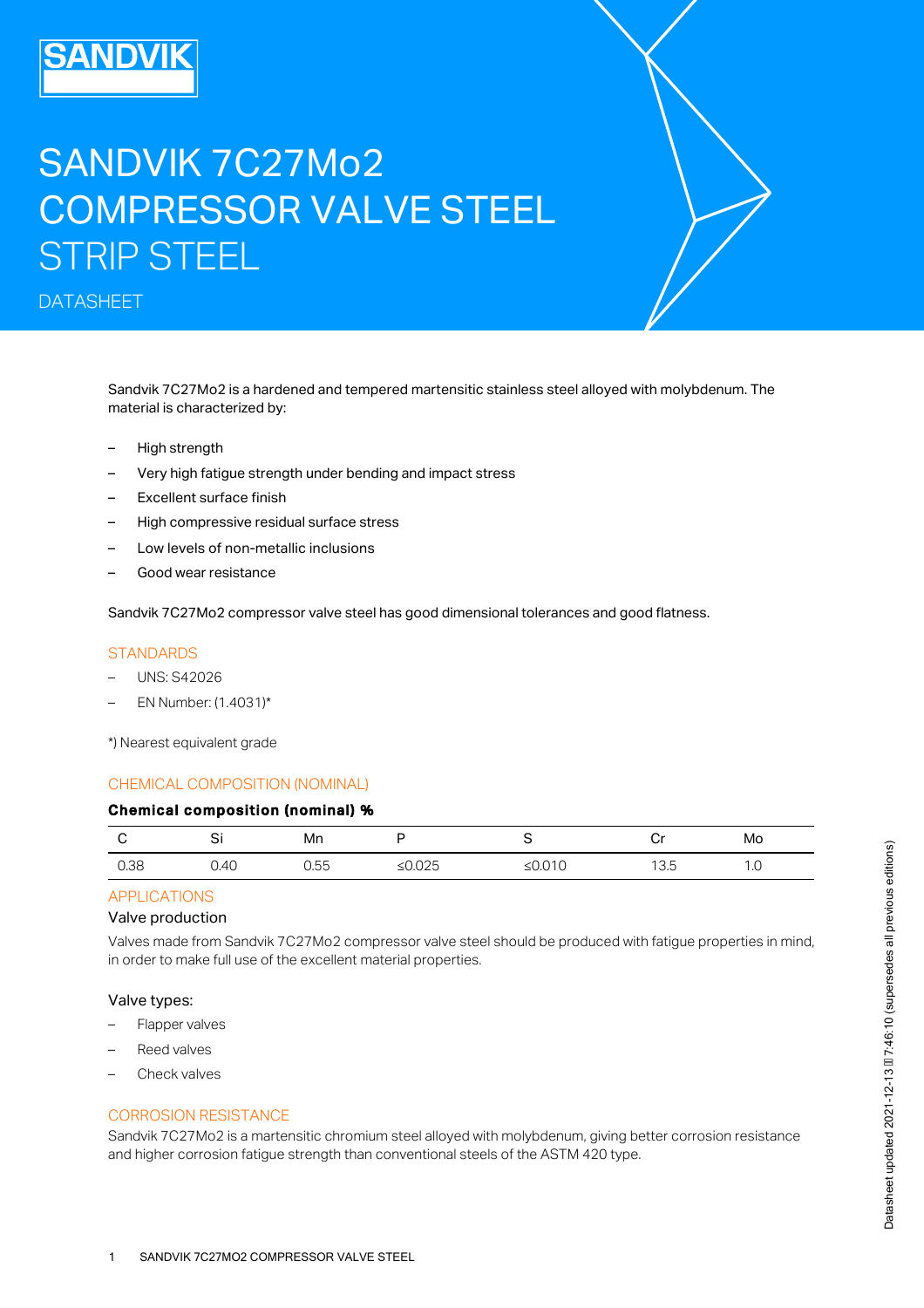# SANDVIK 7C27Mo2 COMPRESSOR VALVE STEEL

## STRIP STEEL

DATASHEET

Sandvik 7C27Mo2 is a hardened and tempered martensitic stainless steel alloyed with molybdenum. The material is characterized by:

- High strength
- Very high fatigue strength under bending and impact stress
- Excellent surface finish
- High compressive residual surface stress
- Low levels of non-metallic inclusions
- Good wear resistance

Sandvik 7C27Mo2 compressor valve steel has good dimensional tolerances and good flatness.

## STANDARDS

- UNS: S42026
- EN Number: (1.4031)*

*) Nearest equivalent grade

## CHEMICAL COMPOSITION (NOMINAL)

**Chemical composition (nominal) %**

| C | Si | Mn | P | S | Cr | Mo |
|---|---|---|---|---|---|---|
| 0.38 | 0.40 | 0.55 | ≤0.025 | ≤0.010 | 13.5 | 1.0 |

## APPLICATIONS

### Valve production

Valves made from Sandvik 7C27Mo2 compressor valve steel should be produced with fatigue properties in mind, in order to make full use of the excellent material properties.

### Valve types:

- Flapper valves
- Reed valves
- Check valves

## CORROSION RESISTANCE

Sandvik 7C27Mo2 is a martensitic chromium steel alloyed with molybdenum, giving better corrosion resistance and higher corrosion fatigue strength than conventional steels of the ASTM 420 type.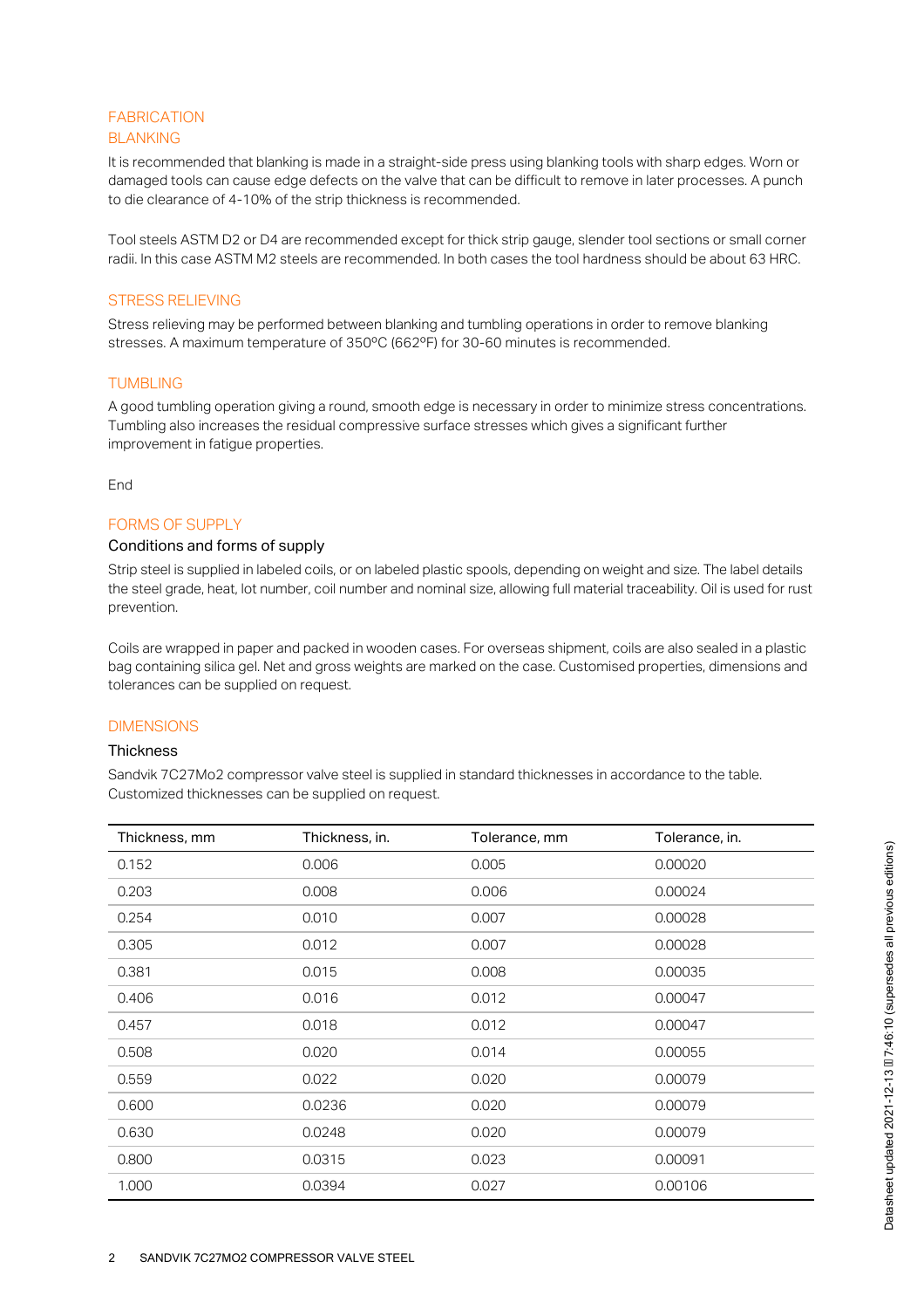# FABRICATION

## BLANKING

It is recommended that blanking is made in a straight-side press using blanking tools with sharp edges. Worn or damaged tools can cause edge defects on the valve that can be difficult to remove in later processes. A punch to die clearance of 4-10% of the strip thickness is recommended.

Tool steels ASTM D2 or D4 are recommended except for thick strip gauge, slender tool sections or small corner radii. In this case ASTM M2 steels are recommended. In both cases the tool hardness should be about 63 HRC.

## STRESS RELIEVING

Stress relieving may be performed between blanking and tumbling operations in order to remove blanking stresses. A maximum temperature of 350°C (662°F) for 30-60 minutes is recommended.

## TUMBLING

A good tumbling operation giving a round, smooth edge is necessary in order to minimize stress concentrations. Tumbling also increases the residual compressive surface stresses which gives a significant further improvement in fatigue properties.

End

# FORMS OF SUPPLY

## Conditions and forms of supply

Strip steel is supplied in labeled coils, or on labeled plastic spools, depending on weight and size. The label details the steel grade, heat, lot number, coil number and nominal size, allowing full material traceability. Oil is used for rust prevention.

Coils are wrapped in paper and packed in wooden cases. For overseas shipment, coils are also sealed in a plastic bag containing silica gel. Net and gross weights are marked on the case. Customised properties, dimensions and tolerances can be supplied on request.

# DIMENSIONS

## Thickness

Sandvik 7C27Mo2 compressor valve steel is supplied in standard thicknesses in accordance to the table. Customized thicknesses can be supplied on request.

| Thickness, mm | Thickness, in. | Tolerance, mm | Tolerance, in. |
| --- | --- | --- | --- |
| 0.152 | 0.006 | 0.005 | 0.00020 |
| 0.203 | 0.008 | 0.006 | 0.00024 |
| 0.254 | 0.010 | 0.007 | 0.00028 |
| 0.305 | 0.012 | 0.007 | 0.00028 |
| 0.381 | 0.015 | 0.008 | 0.00035 |
| 0.406 | 0.016 | 0.012 | 0.00047 |
| 0.457 | 0.018 | 0.012 | 0.00047 |
| 0.508 | 0.020 | 0.014 | 0.00055 |
| 0.559 | 0.022 | 0.020 | 0.00079 |
| 0.600 | 0.0236 | 0.020 | 0.00079 |
| 0.630 | 0.0248 | 0.020 | 0.00079 |
| 0.800 | 0.0315 | 0.023 | 0.00091 |
| 1.000 | 0.0394 | 0.027 | 0.00106 |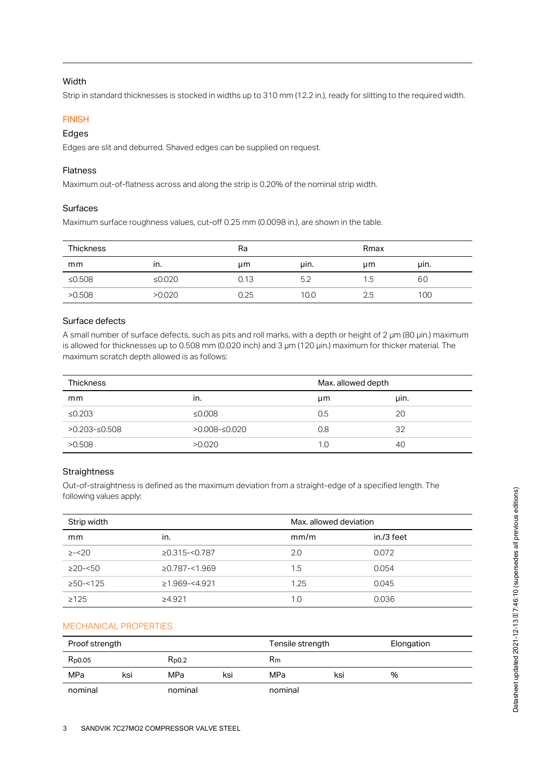### Width

Strip in standard thicknesses is stocked in widths up to 310 mm (12.2 in.), ready for slitting to the required width.

## FINISH

### Edges

Edges are slit and deburred. Shaved edges can be supplied on request.

### Flatness

Maximum out-of-flatness across and along the strip is 0.20% of the nominal strip width.

### Surfaces

Maximum surface roughness values, cut-off 0.25 mm (0.0098 in.), are shown in the table.

| Thickness | | Ra | | Rmax | |
|---|---|---|---|---|---|
| mm | in. | μm | μin. | μm | μin. |
| ≤0.508 | ≤0.020 | 0.13 | 5.2 | 1.5 | 60 |
| >0.508 | >0.020 | 0.25 | 10.0 | 2.5 | 100 |

### Surface defects

A small number of surface defects, such as pits and roll marks, with a depth or height of 2 μm (80 μin.) maximum is allowed for thicknesses up to 0.508 mm (0.020 inch) and 3 μm (120 μin.) maximum for thicker material. The maximum scratch depth allowed is as follows:

| Thickness | | Max. allowed depth | |
|---|---|---|---|
| mm | in. | μm | μin. |
| ≤0.203 | ≤0.008 | 0.5 | 20 |
| >0.203-≤0.508 | >0.008-≤0.020 | 0.8 | 32 |
| >0.508 | >0.020 | 1.0 | 40 |

### Straightness

Out-of-straightness is defined as the maximum deviation from a straight-edge of a specified length. The following values apply:

| Strip width | | Max. allowed deviation | |
|---|---|---|---|
| mm | in. | mm/m | in./3 feet |
| ≥-<20 | ≥0.315-<0.787 | 2.0 | 0.072 |
| ≥20-<50 | ≥0.787-<1.969 | 1.5 | 0.054 |
| ≥50-<125 | ≥1.969-<4.921 | 1.25 | 0.045 |
| ≥125 | ≥4.921 | 1.0 | 0.036 |

## MECHANICAL PROPERTIES

| Proof strength | | | | Tensile strength | | Elongation |
|---|---|---|---|---|---|---|
| $R_{p0.05}$ | | $R_{p0.2}$ | | $R_m$ | | |
| MPa | ksi | MPa | ksi | MPa | ksi | % |
| nominal | | nominal | | nominal | | |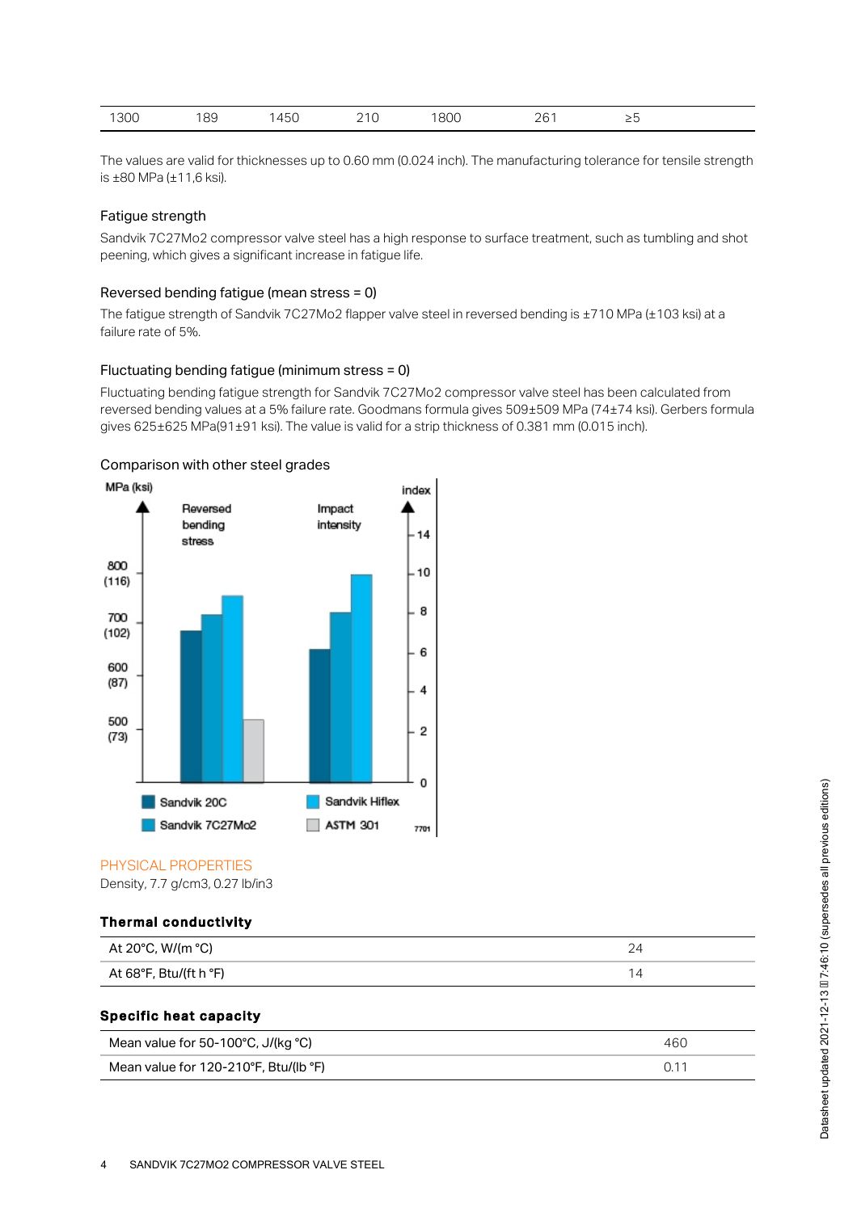| 1300 | 189 | 1450 | 210 | 1800 | 261 | ≥5 |
|---|---|---|---|---|---|---|

The values are valid for thicknesses up to 0.60 mm (0.024 inch). The manufacturing tolerance for tensile strength is ±80 MPa (±11,6 ksi).

### Fatigue strength

Sandvik 7C27Mo2 compressor valve steel has a high response to surface treatment, such as tumbling and shot peening, which gives a significant increase in fatigue life.

### Reversed bending fatigue (mean stress = 0)

The fatigue strength of Sandvik 7C27Mo2 flapper valve steel in reversed bending is ±710 MPa (±103 ksi) at a failure rate of 5%.

### Fluctuating bending fatigue (minimum stress = 0)

Fluctuating bending fatigue strength for Sandvik 7C27Mo2 compressor valve steel has been calculated from reversed bending values at a 5% failure rate. Goodmans formula gives 509±509 MPa (74±74 ksi). Gerbers formula gives 625±625 MPa(91±91 ksi). The value is valid for a strip thickness of 0.381 mm (0.015 inch).

### Comparison with other steel grades

MPa (ksi) | Reversed bending stress | Impact intensity | index

800 (116), 700 (102), 600 (87), 500 (73)

14, 10, 8, 6, 4, 2, 0

Sandvik 20C | Sandvik Hiflex | Sandvik 7C27Mo2 | ASTM 301

7701

## PHYSICAL PROPERTIES

Density, 7.7 g/cm3, 0.27 lb/in3

### Thermal conductivity

| | |
|---|---|
| At 20°C, W/(m °C) | 24 |
| At 68°F, Btu/(ft h °F) | 14 |

### Specific heat capacity

| | |
|---|---|
| Mean value for 50-100°C, J/(kg °C) | 460 |
| Mean value for 120-210°F, Btu/(lb °F) | 0.11 |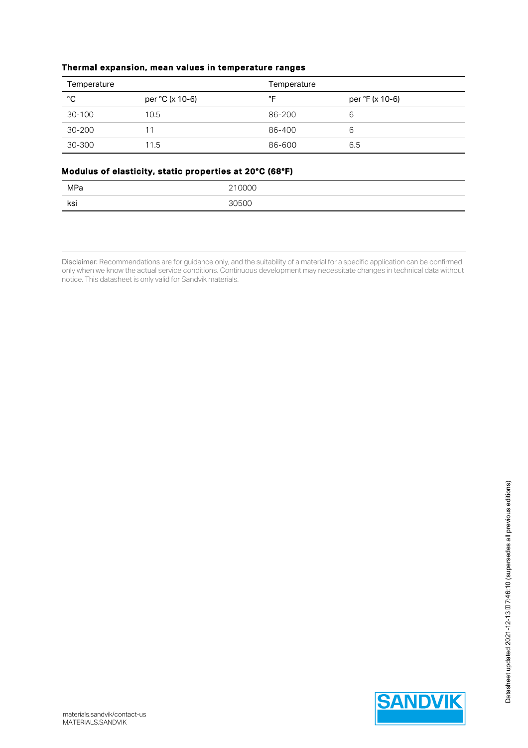## Thermal expansion, mean values in temperature ranges

| Temperature | | Temperature | |
|---|---|---|---|
| °C | per °C (x 10-6) | °F | per °F (x 10-6) |
| 30-100 | 10.5 | 86-200 | 6 |
| 30-200 | 11 | 86-400 | 6 |
| 30-300 | 11.5 | 86-600 | 6.5 |

## Modulus of elasticity, static properties at 20°C (68°F)

| | |
|---|---|
| MPa | 210000 |
| ksi | 30500 |

Disclaimer: Recommendations are for guidance only, and the suitability of a material for a specific application can be confirmed only when we know the actual service conditions. Continuous development may necessitate changes in technical data without notice. This datasheet is only valid for Sandvik materials.

Datasheet updated 2021-12-13 7:46:10 (supersedes all previous editions)

materials.sandvik/contact-us
MATERIALS.SANDVIK

SANDVIK